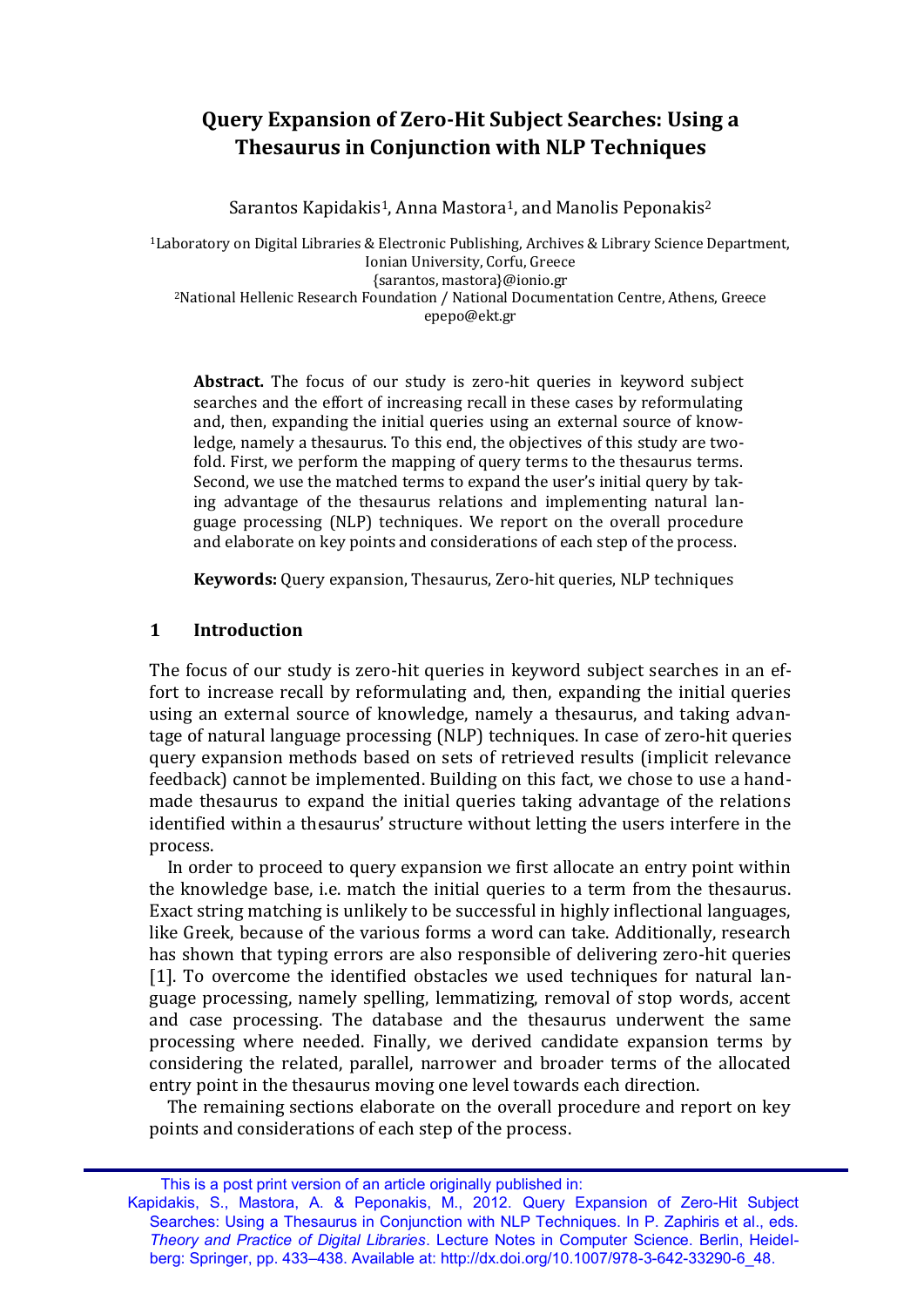# Query Expansion of Zero-Hit Subject Searches: Using a Thesaurus in Conjunction with NLP Techniques

Sarantos Kapidakis[1], Anna Mastora[1], and Manolis Peponakis[2]

[1]Laboratory on Digital Libraries & Electronic Publishing, Archives & Library Science Department, Ionian University, Corfu, Greece
{sarantos, mastora}@ionio.gr
[2]National Hellenic Research Foundation / National Documentation Centre, Athens, Greece
epepo@ekt.gr

**Abstract.** The focus of our study is zero-hit queries in keyword subject searches and the effort of increasing recall in these cases by reformulating and, then, expanding the initial queries using an external source of knowledge, namely a thesaurus. To this end, the objectives of this study are twofold. First, we perform the mapping of query terms to the thesaurus terms. Second, we use the matched terms to expand the user's initial query by taking advantage of the thesaurus relations and implementing natural language processing (NLP) techniques. We report on the overall procedure and elaborate on key points and considerations of each step of the process.

**Keywords:** Query expansion, Thesaurus, Zero-hit queries, NLP techniques

## 1 Introduction

The focus of our study is zero-hit queries in keyword subject searches in an effort to increase recall by reformulating and, then, expanding the initial queries using an external source of knowledge, namely a thesaurus, and taking advantage of natural language processing (NLP) techniques. In case of zero-hit queries query expansion methods based on sets of retrieved results (implicit relevance feedback) cannot be implemented. Building on this fact, we chose to use a handmade thesaurus to expand the initial queries taking advantage of the relations identified within a thesaurus' structure without letting the users interfere in the process.

In order to proceed to query expansion we first allocate an entry point within the knowledge base, i.e. match the initial queries to a term from the thesaurus. Exact string matching is unlikely to be successful in highly inflectional languages, like Greek, because of the various forms a word can take. Additionally, research has shown that typing errors are also responsible of delivering zero-hit queries [1]. To overcome the identified obstacles we used techniques for natural language processing, namely spelling, lemmatizing, removal of stop words, accent and case processing. The database and the thesaurus underwent the same processing where needed. Finally, we derived candidate expansion terms by considering the related, parallel, narrower and broader terms of the allocated entry point in the thesaurus moving one level towards each direction.

The remaining sections elaborate on the overall procedure and report on key points and considerations of each step of the process.

This is a post print version of an article originally published in:
Kapidakis, S., Mastora, A. & Peponakis, M., 2012. Query Expansion of Zero-Hit Subject Searches: Using a Thesaurus in Conjunction with NLP Techniques. In P. Zaphiris et al., eds. *Theory and Practice of Digital Libraries*. Lecture Notes in Computer Science. Berlin, Heidelberg: Springer, pp. 433–438. Available at: http://dx.doi.org/10.1007/978-3-642-33290-6_48.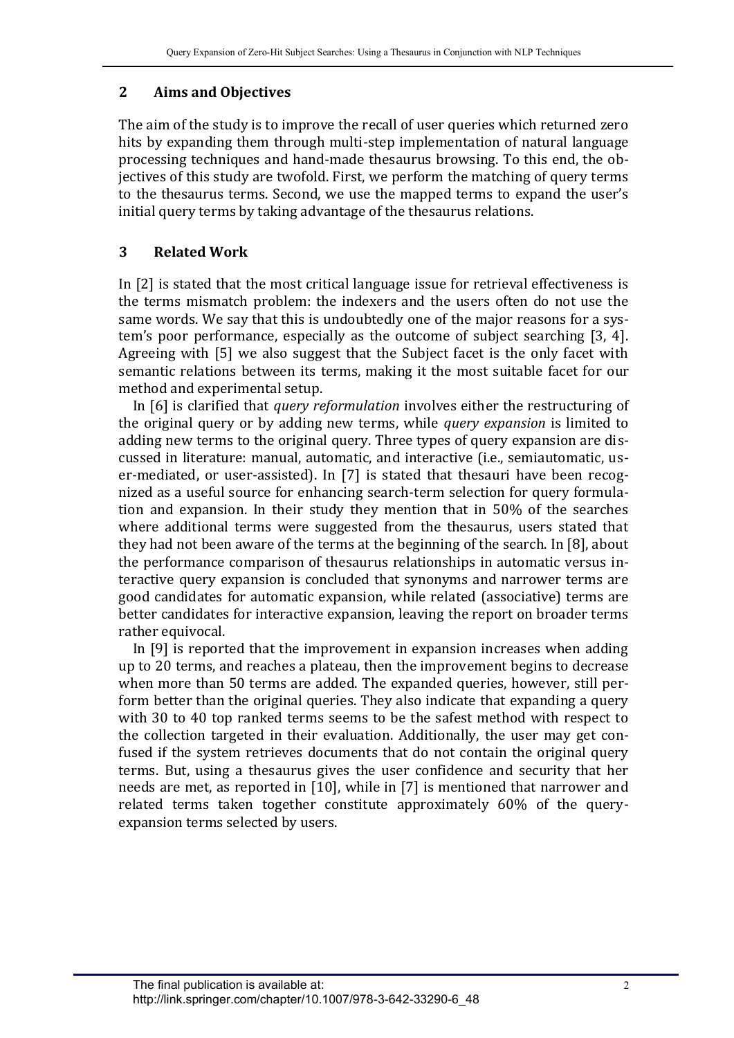## 2 Aims and Objectives

The aim of the study is to improve the recall of user queries which returned zero hits by expanding them through multi-step implementation of natural language processing techniques and hand-made thesaurus browsing. To this end, the objectives of this study are twofold. First, we perform the matching of query terms to the thesaurus terms. Second, we use the mapped terms to expand the user's initial query terms by taking advantage of the thesaurus relations.

## 3 Related Work

In [2] is stated that the most critical language issue for retrieval effectiveness is the terms mismatch problem: the indexers and the users often do not use the same words. We say that this is undoubtedly one of the major reasons for a system's poor performance, especially as the outcome of subject searching [3, 4]. Agreeing with [5] we also suggest that the Subject facet is the only facet with semantic relations between its terms, making it the most suitable facet for our method and experimental setup.

In [6] is clarified that *query reformulation* involves either the restructuring of the original query or by adding new terms, while *query expansion* is limited to adding new terms to the original query. Three types of query expansion are discussed in literature: manual, automatic, and interactive (i.e., semiautomatic, user-mediated, or user-assisted). In [7] is stated that thesauri have been recognized as a useful source for enhancing search-term selection for query formulation and expansion. In their study they mention that in 50% of the searches where additional terms were suggested from the thesaurus, users stated that they had not been aware of the terms at the beginning of the search. In [8], about the performance comparison of thesaurus relationships in automatic versus interactive query expansion is concluded that synonyms and narrower terms are good candidates for automatic expansion, while related (associative) terms are better candidates for interactive expansion, leaving the report on broader terms rather equivocal.

In [9] is reported that the improvement in expansion increases when adding up to 20 terms, and reaches a plateau, then the improvement begins to decrease when more than 50 terms are added. The expanded queries, however, still perform better than the original queries. They also indicate that expanding a query with 30 to 40 top ranked terms seems to be the safest method with respect to the collection targeted in their evaluation. Additionally, the user may get confused if the system retrieves documents that do not contain the original query terms. But, using a thesaurus gives the user confidence and security that her needs are met, as reported in [10], while in [7] is mentioned that narrower and related terms taken together constitute approximately 60% of the query-expansion terms selected by users.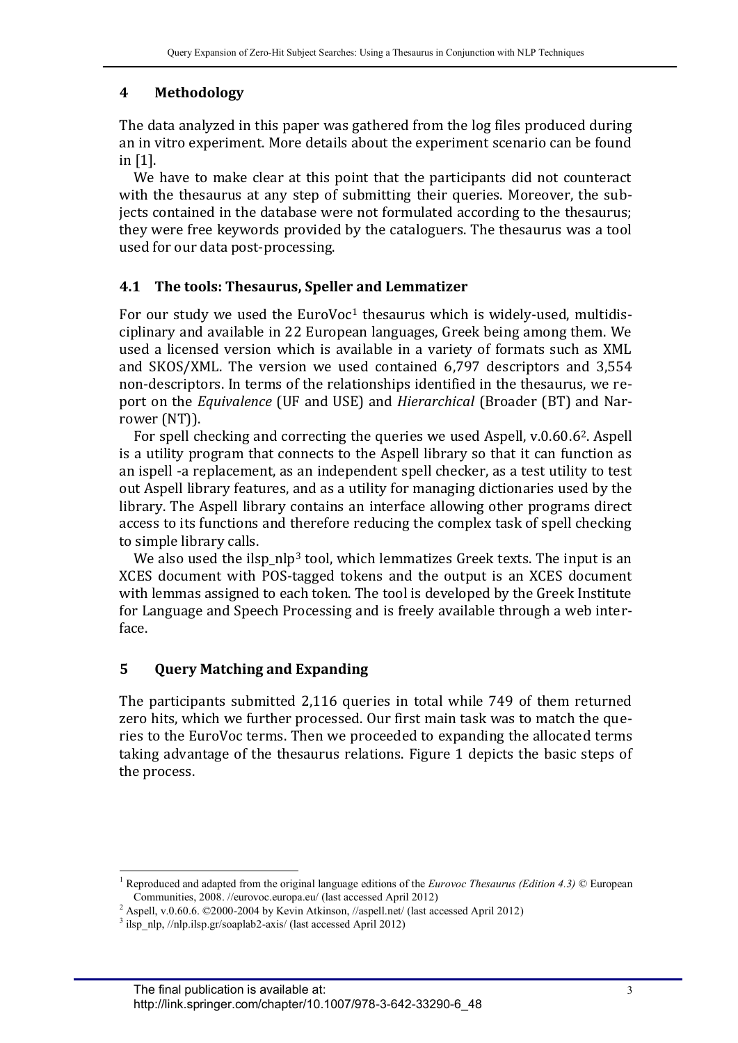## 4 Methodology

The data analyzed in this paper was gathered from the log files produced during an in vitro experiment. More details about the experiment scenario can be found in [1].

We have to make clear at this point that the participants did not counteract with the thesaurus at any step of submitting their queries. Moreover, the subjects contained in the database were not formulated according to the thesaurus; they were free keywords provided by the cataloguers. The thesaurus was a tool used for our data post-processing.

### 4.1 The tools: Thesaurus, Speller and Lemmatizer

For our study we used the EuroVoc[1] thesaurus which is widely-used, multidisciplinary and available in 22 European languages, Greek being among them. We used a licensed version which is available in a variety of formats such as XML and SKOS/XML. The version we used contained 6,797 descriptors and 3,554 non-descriptors. In terms of the relationships identified in the thesaurus, we report on the *Equivalence* (UF and USE) and *Hierarchical* (Broader (BT) and Narrower (NT)).

For spell checking and correcting the queries we used Aspell, v.0.60.6[2]. Aspell is a utility program that connects to the Aspell library so that it can function as an ispell -a replacement, as an independent spell checker, as a test utility to test out Aspell library features, and as a utility for managing dictionaries used by the library. The Aspell library contains an interface allowing other programs direct access to its functions and therefore reducing the complex task of spell checking to simple library calls.

We also used the ilsp_nlp[3] tool, which lemmatizes Greek texts. The input is an XCES document with POS-tagged tokens and the output is an XCES document with lemmas assigned to each token. The tool is developed by the Greek Institute for Language and Speech Processing and is freely available through a web interface.

## 5 Query Matching and Expanding

The participants submitted 2,116 queries in total while 749 of them returned zero hits, which we further processed. Our first main task was to match the queries to the EuroVoc terms. Then we proceeded to expanding the allocated terms taking advantage of the thesaurus relations. Figure 1 depicts the basic steps of the process.

---

[1] Reproduced and adapted from the original language editions of the *Eurovoc Thesaurus (Edition 4.3)* © European Communities, 2008. //eurovoc.europa.eu/ (last accessed April 2012)

[2] Aspell, v.0.60.6. ©2000-2004 by Kevin Atkinson, //aspell.net/ (last accessed April 2012)

[3] ilsp_nlp, //nlp.ilsp.gr/soaplab2-axis/ (last accessed April 2012)

The final publication is available at:
http://link.springer.com/chapter/10.1007/978-3-642-33290-6_48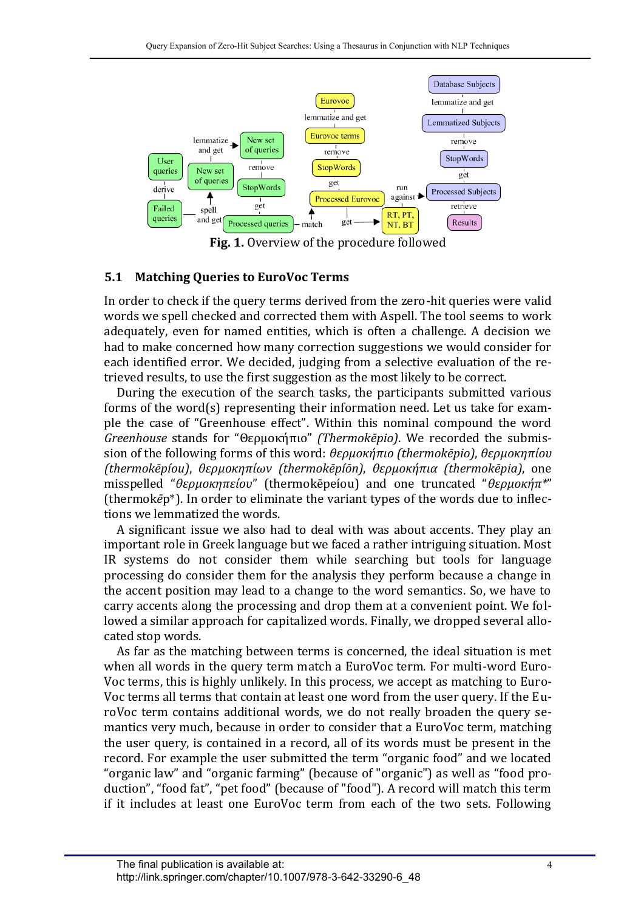Database Subjects
lemmatize and get
Lemmatized Subjects
remove
StopWords
get
Processed Subjects
retrieve
Results

Eurovoc
lemmatize and get
Eurovoc terms
remove
StopWords
get
Processed Eurovoc
run against
RT, PT, NT, BT

User queries
derive
Failed queries
spell and get
New set of queries
lemmatize and get
New set of queries
remove
StopWords
get
Processed queries
match
get

**Fig. 1.** Overview of the procedure followed

### 5.1 Matching Queries to EuroVoc Terms

In order to check if the query terms derived from the zero-hit queries were valid words we spell checked and corrected them with Aspell. The tool seems to work adequately, even for named entities, which is often a challenge. A decision we had to make concerned how many correction suggestions we would consider for each identified error. We decided, judging from a selective evaluation of the retrieved results, to use the first suggestion as the most likely to be correct.

During the execution of the search tasks, the participants submitted various forms of the word(s) representing their information need. Let us take for example the case of "Greenhouse effect". Within this nominal compound the word *Greenhouse* stands for "Θερμοκήπιο" *(Thermokēpio)*. We recorded the submission of the following forms of this word: *θερμοκήπιο (thermokēpio)*, *θερμοκηπίου (thermokēpíou)*, *θερμοκηπίων (thermokēpíōn)*, *θερμοκήπια (thermokēpia)*, one misspelled "*θερμοκηπείου*" (thermokēpeíou) and one truncated "*θερμοκήπ\**" (thermokēp*). In order to eliminate the variant types of the words due to inflections we lemmatized the words.

A significant issue we also had to deal with was about accents. They play an important role in Greek language but we faced a rather intriguing situation. Most IR systems do not consider them while searching but tools for language processing do consider them for the analysis they perform because a change in the accent position may lead to a change to the word semantics. So, we have to carry accents along the processing and drop them at a convenient point. We followed a similar approach for capitalized words. Finally, we dropped several allocated stop words.

As far as the matching between terms is concerned, the ideal situation is met when all words in the query term match a EuroVoc term. For multi-word EuroVoc terms, this is highly unlikely. In this process, we accept as matching to EuroVoc terms all terms that contain at least one word from the user query. If the EuroVoc term contains additional words, we do not really broaden the query semantics very much, because in order to consider that a EuroVoc term, matching the user query, is contained in a record, all of its words must be present in the record. For example the user submitted the term "organic food" and we located "organic law" and "organic farming" (because of "organic") as well as "food production", "food fat", "pet food" (because of "food"). A record will match this term if it includes at least one EuroVoc term from each of the two sets. Following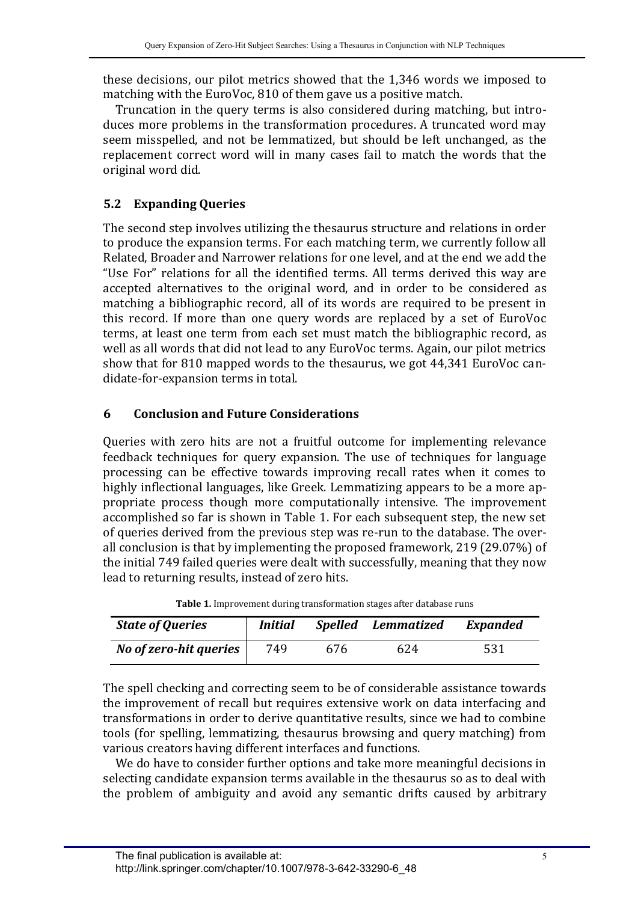these decisions, our pilot metrics showed that the 1,346 words we imposed to matching with the EuroVoc, 810 of them gave us a positive match.

Truncation in the query terms is also considered during matching, but introduces more problems in the transformation procedures. A truncated word may seem misspelled, and not be lemmatized, but should be left unchanged, as the replacement correct word will in many cases fail to match the words that the original word did.

## 5.2 Expanding Queries

The second step involves utilizing the thesaurus structure and relations in order to produce the expansion terms. For each matching term, we currently follow all Related, Broader and Narrower relations for one level, and at the end we add the "Use For" relations for all the identified terms. All terms derived this way are accepted alternatives to the original word, and in order to be considered as matching a bibliographic record, all of its words are required to be present in this record. If more than one query words are replaced by a set of EuroVoc terms, at least one term from each set must match the bibliographic record, as well as all words that did not lead to any EuroVoc terms. Again, our pilot metrics show that for 810 mapped words to the thesaurus, we got 44,341 EuroVoc candidate-for-expansion terms in total.

# 6 Conclusion and Future Considerations

Queries with zero hits are not a fruitful outcome for implementing relevance feedback techniques for query expansion. The use of techniques for language processing can be effective towards improving recall rates when it comes to highly inflectional languages, like Greek. Lemmatizing appears to be a more appropriate process though more computationally intensive. The improvement accomplished so far is shown in Table 1. For each subsequent step, the new set of queries derived from the previous step was re-run to the database. The overall conclusion is that by implementing the proposed framework, 219 (29.07%) of the initial 749 failed queries were dealt with successfully, meaning that they now lead to returning results, instead of zero hits.

**Table 1.** Improvement during transformation stages after database runs

| *State of Queries* | *Initial* | *Spelled* | *Lemmatized* | *Expanded* |
|---|---|---|---|---|
| *No of zero-hit queries* | 749 | 676 | 624 | 531 |

The spell checking and correcting seem to be of considerable assistance towards the improvement of recall but requires extensive work on data interfacing and transformations in order to derive quantitative results, since we had to combine tools (for spelling, lemmatizing, thesaurus browsing and query matching) from various creators having different interfaces and functions.

We do have to consider further options and take more meaningful decisions in selecting candidate expansion terms available in the thesaurus so as to deal with the problem of ambiguity and avoid any semantic drifts caused by arbitrary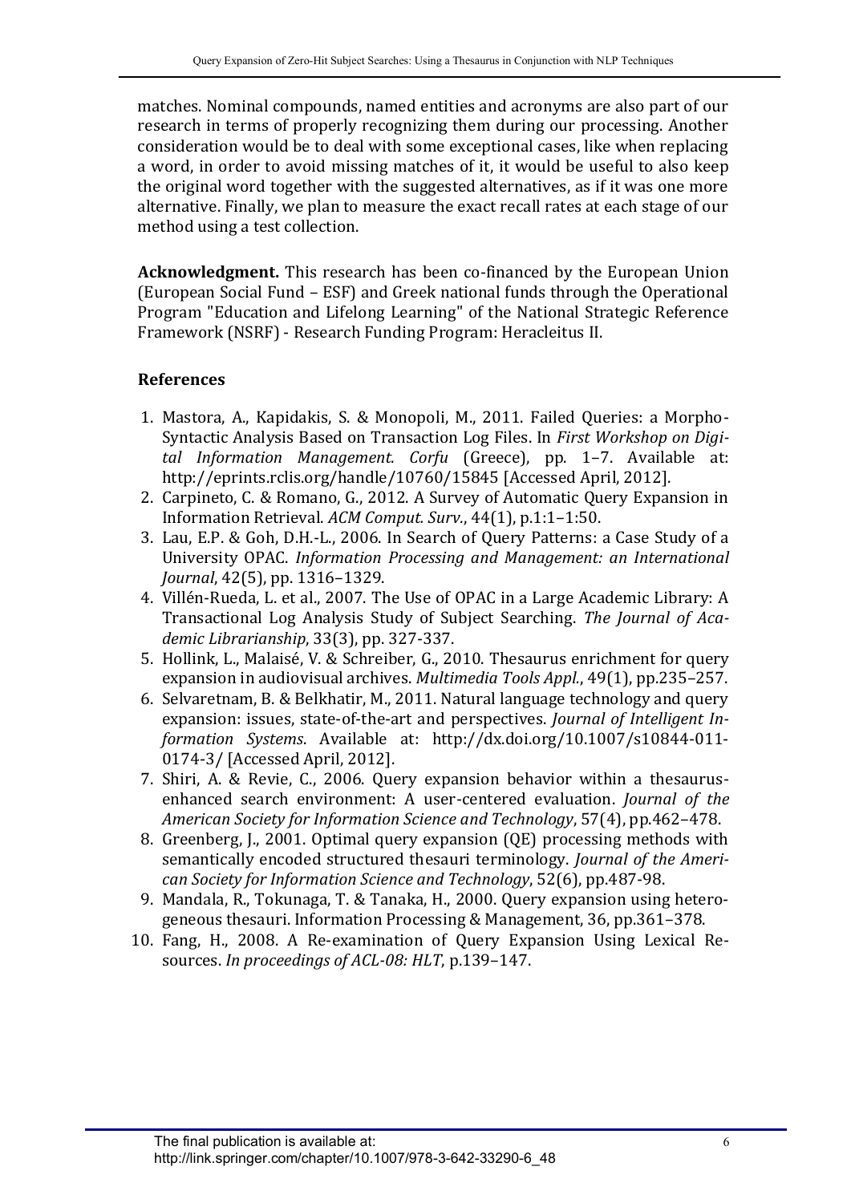matches. Nominal compounds, named entities and acronyms are also part of our research in terms of properly recognizing them during our processing. Another consideration would be to deal with some exceptional cases, like when replacing a word, in order to avoid missing matches of it, it would be useful to also keep the original word together with the suggested alternatives, as if it was one more alternative. Finally, we plan to measure the exact recall rates at each stage of our method using a test collection.

**Acknowledgment.** This research has been co-financed by the European Union (European Social Fund – ESF) and Greek national funds through the Operational Program "Education and Lifelong Learning" of the National Strategic Reference Framework (NSRF) - Research Funding Program: Heracleitus II.

## References

1. Mastora, A., Kapidakis, S. & Monopoli, M., 2011. Failed Queries: a Morpho-Syntactic Analysis Based on Transaction Log Files. In *First Workshop on Digital Information Management. Corfu* (Greece), pp. 1–7. Available at: http://eprints.rclis.org/handle/10760/15845 [Accessed April, 2012].
2. Carpineto, C. & Romano, G., 2012. A Survey of Automatic Query Expansion in Information Retrieval. *ACM Comput. Surv.*, 44(1), p.1:1–1:50.
3. Lau, E.P. & Goh, D.H.-L., 2006. In Search of Query Patterns: a Case Study of a University OPAC. *Information Processing and Management: an International Journal*, 42(5), pp. 1316–1329.
4. Villén-Rueda, L. et al., 2007. The Use of OPAC in a Large Academic Library: A Transactional Log Analysis Study of Subject Searching. *The Journal of Academic Librarianship*, 33(3), pp. 327-337.
5. Hollink, L., Malaisé, V. & Schreiber, G., 2010. Thesaurus enrichment for query expansion in audiovisual archives. *Multimedia Tools Appl.*, 49(1), pp.235–257.
6. Selvaretnam, B. & Belkhatir, M., 2011. Natural language technology and query expansion: issues, state-of-the-art and perspectives. *Journal of Intelligent Information Systems*. Available at: http://dx.doi.org/10.1007/s10844-011-0174-3/ [Accessed April, 2012].
7. Shiri, A. & Revie, C., 2006. Query expansion behavior within a thesaurus-enhanced search environment: A user-centered evaluation. *Journal of the American Society for Information Science and Technology*, 57(4), pp.462–478.
8. Greenberg, J., 2001. Optimal query expansion (QE) processing methods with semantically encoded structured thesauri terminology. *Journal of the American Society for Information Science and Technology*, 52(6), pp.487-98.
9. Mandala, R., Tokunaga, T. & Tanaka, H., 2000. Query expansion using heterogeneous thesauri. Information Processing & Management, 36, pp.361–378.
10. Fang, H., 2008. A Re-examination of Query Expansion Using Lexical Resources. *In proceedings of ACL-08: HLT*, p.139–147.

The final publication is available at: http://link.springer.com/chapter/10.1007/978-3-642-33290-6_48